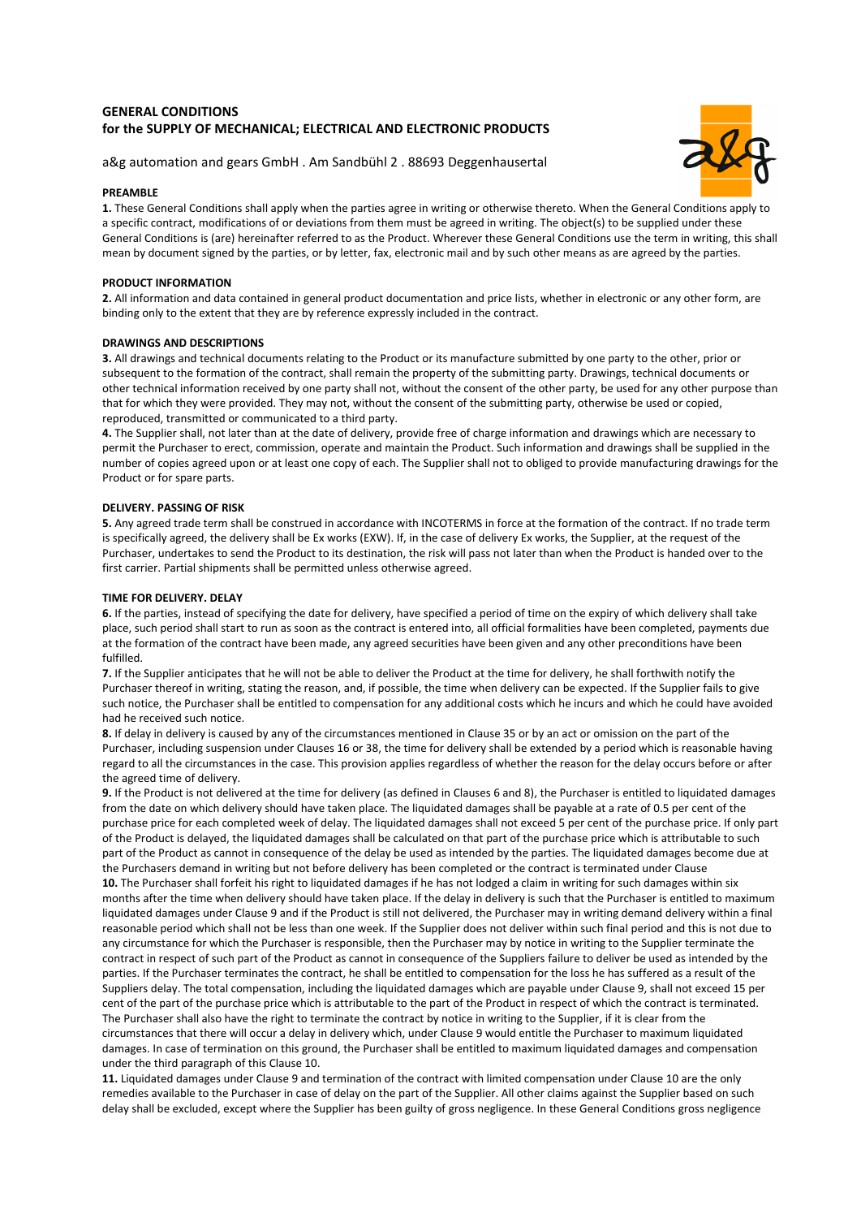# GENERAL CONDITIONS
# for the SUPPLY OF MECHANICAL; ELECTRICAL AND ELECTRONIC PRODUCTS

a&g automation and gears GmbH . Am Sandbühl 2 . 88693 Deggenhausertal

## PREAMBLE

**1.** These General Conditions shall apply when the parties agree in writing or otherwise thereto. When the General Conditions apply to a specific contract, modifications of or deviations from them must be agreed in writing. The object(s) to be supplied under these General Conditions is (are) hereinafter referred to as the Product. Wherever these General Conditions use the term in writing, this shall mean by document signed by the parties, or by letter, fax, electronic mail and by such other means as are agreed by the parties.

## PRODUCT INFORMATION

**2.** All information and data contained in general product documentation and price lists, whether in electronic or any other form, are binding only to the extent that they are by reference expressly included in the contract.

## DRAWINGS AND DESCRIPTIONS

**3.** All drawings and technical documents relating to the Product or its manufacture submitted by one party to the other, prior or subsequent to the formation of the contract, shall remain the property of the submitting party. Drawings, technical documents or other technical information received by one party shall not, without the consent of the other party, be used for any other purpose than that for which they were provided. They may not, without the consent of the submitting party, otherwise be used or copied, reproduced, transmitted or communicated to a third party.

**4.** The Supplier shall, not later than at the date of delivery, provide free of charge information and drawings which are necessary to permit the Purchaser to erect, commission, operate and maintain the Product. Such information and drawings shall be supplied in the number of copies agreed upon or at least one copy of each. The Supplier shall not to obliged to provide manufacturing drawings for the Product or for spare parts.

## DELIVERY. PASSING OF RISK

**5.** Any agreed trade term shall be construed in accordance with INCOTERMS in force at the formation of the contract. If no trade term is specifically agreed, the delivery shall be Ex works (EXW). If, in the case of delivery Ex works, the Supplier, at the request of the Purchaser, undertakes to send the Product to its destination, the risk will pass not later than when the Product is handed over to the first carrier. Partial shipments shall be permitted unless otherwise agreed.

## TIME FOR DELIVERY. DELAY

**6.** If the parties, instead of specifying the date for delivery, have specified a period of time on the expiry of which delivery shall take place, such period shall start to run as soon as the contract is entered into, all official formalities have been completed, payments due at the formation of the contract have been made, any agreed securities have been given and any other preconditions have been fulfilled.

**7.** If the Supplier anticipates that he will not be able to deliver the Product at the time for delivery, he shall forthwith notify the Purchaser thereof in writing, stating the reason, and, if possible, the time when delivery can be expected. If the Supplier fails to give such notice, the Purchaser shall be entitled to compensation for any additional costs which he incurs and which he could have avoided had he received such notice.

**8.** If delay in delivery is caused by any of the circumstances mentioned in Clause 35 or by an act or omission on the part of the Purchaser, including suspension under Clauses 16 or 38, the time for delivery shall be extended by a period which is reasonable having regard to all the circumstances in the case. This provision applies regardless of whether the reason for the delay occurs before or after the agreed time of delivery.

**9.** If the Product is not delivered at the time for delivery (as defined in Clauses 6 and 8), the Purchaser is entitled to liquidated damages from the date on which delivery should have taken place. The liquidated damages shall be payable at a rate of 0.5 per cent of the purchase price for each completed week of delay. The liquidated damages shall not exceed 5 per cent of the purchase price. If only part of the Product is delayed, the liquidated damages shall be calculated on that part of the purchase price which is attributable to such part of the Product as cannot in consequence of the delay be used as intended by the parties. The liquidated damages become due at the Purchasers demand in writing but not before delivery has been completed or the contract is terminated under Clause

**10.** The Purchaser shall forfeit his right to liquidated damages if he has not lodged a claim in writing for such damages within six months after the time when delivery should have taken place. If the delay in delivery is such that the Purchaser is entitled to maximum liquidated damages under Clause 9 and if the Product is still not delivered, the Purchaser may in writing demand delivery within a final reasonable period which shall not be less than one week. If the Supplier does not deliver within such final period and this is not due to any circumstance for which the Purchaser is responsible, then the Purchaser may by notice in writing to the Supplier terminate the contract in respect of such part of the Product as cannot in consequence of the Suppliers failure to deliver be used as intended by the parties. If the Purchaser terminates the contract, he shall be entitled to compensation for the loss he has suffered as a result of the Suppliers delay. The total compensation, including the liquidated damages which are payable under Clause 9, shall not exceed 15 per cent of the part of the purchase price which is attributable to the part of the Product in respect of which the contract is terminated. The Purchaser shall also have the right to terminate the contract by notice in writing to the Supplier, if it is clear from the circumstances that there will occur a delay in delivery which, under Clause 9 would entitle the Purchaser to maximum liquidated damages. In case of termination on this ground, the Purchaser shall be entitled to maximum liquidated damages and compensation under the third paragraph of this Clause 10.

**11.** Liquidated damages under Clause 9 and termination of the contract with limited compensation under Clause 10 are the only remedies available to the Purchaser in case of delay on the part of the Supplier. All other claims against the Supplier based on such delay shall be excluded, except where the Supplier has been guilty of gross negligence. In these General Conditions gross negligence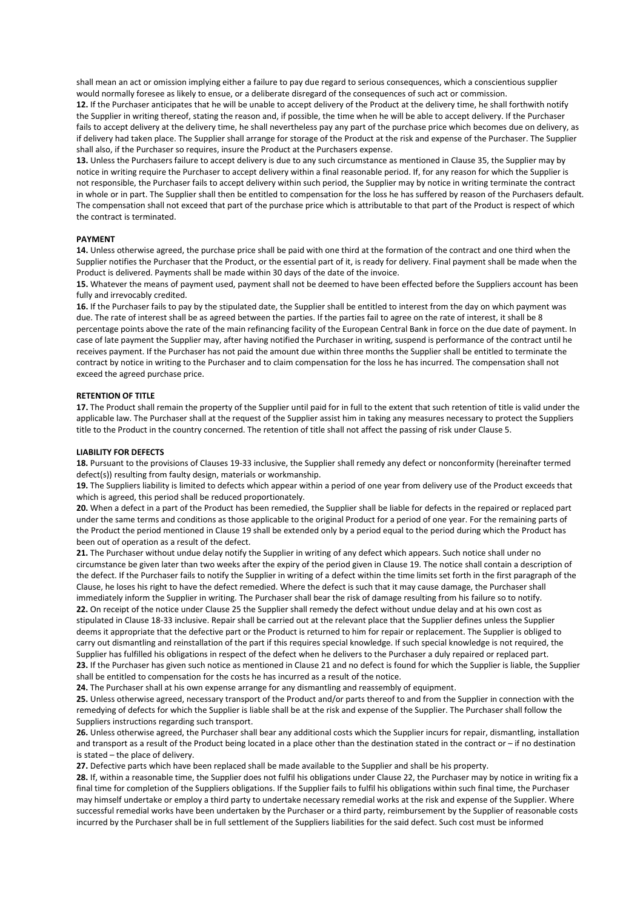shall mean an act or omission implying either a failure to pay due regard to serious consequences, which a conscientious supplier would normally foresee as likely to ensue, or a deliberate disregard of the consequences of such act or commission.

**12.** If the Purchaser anticipates that he will be unable to accept delivery of the Product at the delivery time, he shall forthwith notify the Supplier in writing thereof, stating the reason and, if possible, the time when he will be able to accept delivery. If the Purchaser fails to accept delivery at the delivery time, he shall nevertheless pay any part of the purchase price which becomes due on delivery, as if delivery had taken place. The Supplier shall arrange for storage of the Product at the risk and expense of the Purchaser. The Supplier shall also, if the Purchaser so requires, insure the Product at the Purchasers expense.

**13.** Unless the Purchasers failure to accept delivery is due to any such circumstance as mentioned in Clause 35, the Supplier may by notice in writing require the Purchaser to accept delivery within a final reasonable period. If, for any reason for which the Supplier is not responsible, the Purchaser fails to accept delivery within such period, the Supplier may by notice in writing terminate the contract in whole or in part. The Supplier shall then be entitled to compensation for the loss he has suffered by reason of the Purchasers default. The compensation shall not exceed that part of the purchase price which is attributable to that part of the Product is respect of which the contract is terminated.

**PAYMENT**

**14.** Unless otherwise agreed, the purchase price shall be paid with one third at the formation of the contract and one third when the Supplier notifies the Purchaser that the Product, or the essential part of it, is ready for delivery. Final payment shall be made when the Product is delivered. Payments shall be made within 30 days of the date of the invoice.

**15.** Whatever the means of payment used, payment shall not be deemed to have been effected before the Suppliers account has been fully and irrevocably credited.

**16.** If the Purchaser fails to pay by the stipulated date, the Supplier shall be entitled to interest from the day on which payment was due. The rate of interest shall be as agreed between the parties. If the parties fail to agree on the rate of interest, it shall be 8 percentage points above the rate of the main refinancing facility of the European Central Bank in force on the due date of payment. In case of late payment the Supplier may, after having notified the Purchaser in writing, suspend is performance of the contract until he receives payment. If the Purchaser has not paid the amount due within three months the Supplier shall be entitled to terminate the contract by notice in writing to the Purchaser and to claim compensation for the loss he has incurred. The compensation shall not exceed the agreed purchase price.

**RETENTION OF TITLE**

**17.** The Product shall remain the property of the Supplier until paid for in full to the extent that such retention of title is valid under the applicable law. The Purchaser shall at the request of the Supplier assist him in taking any measures necessary to protect the Suppliers title to the Product in the country concerned. The retention of title shall not affect the passing of risk under Clause 5.

**LIABILITY FOR DEFECTS**

**18.** Pursuant to the provisions of Clauses 19-33 inclusive, the Supplier shall remedy any defect or nonconformity (hereinafter termed defect(s)) resulting from faulty design, materials or workmanship.

**19.** The Suppliers liability is limited to defects which appear within a period of one year from delivery use of the Product exceeds that which is agreed, this period shall be reduced proportionately.

**20.** When a defect in a part of the Product has been remedied, the Supplier shall be liable for defects in the repaired or replaced part under the same terms and conditions as those applicable to the original Product for a period of one year. For the remaining parts of the Product the period mentioned in Clause 19 shall be extended only by a period equal to the period during which the Product has been out of operation as a result of the defect.

**21.** The Purchaser without undue delay notify the Supplier in writing of any defect which appears. Such notice shall under no circumstance be given later than two weeks after the expiry of the period given in Clause 19. The notice shall contain a description of the defect. If the Purchaser fails to notify the Supplier in writing of a defect within the time limits set forth in the first paragraph of the Clause, he loses his right to have the defect remedied. Where the defect is such that it may cause damage, the Purchaser shall immediately inform the Supplier in writing. The Purchaser shall bear the risk of damage resulting from his failure so to notify.

**22.** On receipt of the notice under Clause 25 the Supplier shall remedy the defect without undue delay and at his own cost as stipulated in Clause 18-33 inclusive. Repair shall be carried out at the relevant place that the Supplier defines unless the Supplier deems it appropriate that the defective part or the Product is returned to him for repair or replacement. The Supplier is obliged to carry out dismantling and reinstallation of the part if this requires special knowledge. If such special knowledge is not required, the Supplier has fulfilled his obligations in respect of the defect when he delivers to the Purchaser a duly repaired or replaced part.

**23.** If the Purchaser has given such notice as mentioned in Clause 21 and no defect is found for which the Supplier is liable, the Supplier shall be entitled to compensation for the costs he has incurred as a result of the notice.

**24.** The Purchaser shall at his own expense arrange for any dismantling and reassembly of equipment.

**25.** Unless otherwise agreed, necessary transport of the Product and/or parts thereof to and from the Supplier in connection with the remedying of defects for which the Supplier is liable shall be at the risk and expense of the Supplier. The Purchaser shall follow the Suppliers instructions regarding such transport.

**26.** Unless otherwise agreed, the Purchaser shall bear any additional costs which the Supplier incurs for repair, dismantling, installation and transport as a result of the Product being located in a place other than the destination stated in the contract or – if no destination is stated – the place of delivery.

**27.** Defective parts which have been replaced shall be made available to the Supplier and shall be his property.

**28.** If, within a reasonable time, the Supplier does not fulfil his obligations under Clause 22, the Purchaser may by notice in writing fix a final time for completion of the Suppliers obligations. If the Supplier fails to fulfil his obligations within such final time, the Purchaser may himself undertake or employ a third party to undertake necessary remedial works at the risk and expense of the Supplier. Where successful remedial works have been undertaken by the Purchaser or a third party, reimbursement by the Supplier of reasonable costs incurred by the Purchaser shall be in full settlement of the Suppliers liabilities for the said defect. Such cost must be informed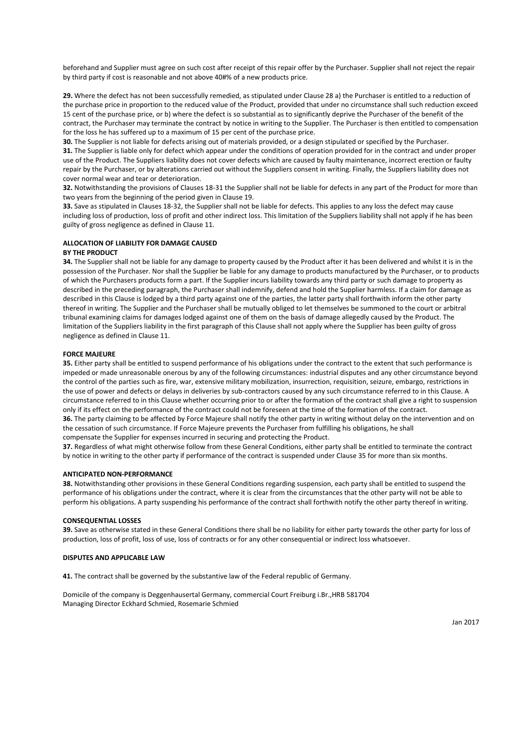beforehand and Supplier must agree on such cost after receipt of this repair offer by the Purchaser. Supplier shall not reject the repair by third party if cost is reasonable and not above 40#% of a new products price.

**29.** Where the defect has not been successfully remedied, as stipulated under Clause 28 a) the Purchaser is entitled to a reduction of the purchase price in proportion to the reduced value of the Product, provided that under no circumstance shall such reduction exceed 15 cent of the purchase price, or b) where the defect is so substantial as to significantly deprive the Purchaser of the benefit of the contract, the Purchaser may terminate the contract by notice in writing to the Supplier. The Purchaser is then entitled to compensation for the loss he has suffered up to a maximum of 15 per cent of the purchase price.

**30.** The Supplier is not liable for defects arising out of materials provided, or a design stipulated or specified by the Purchaser.

**31.** The Supplier is liable only for defect which appear under the conditions of operation provided for in the contract and under proper use of the Product. The Suppliers liability does not cover defects which are caused by faulty maintenance, incorrect erection or faulty repair by the Purchaser, or by alterations carried out without the Suppliers consent in writing. Finally, the Suppliers liability does not cover normal wear and tear or deterioration.

**32.** Notwithstanding the provisions of Clauses 18-31 the Supplier shall not be liable for defects in any part of the Product for more than two years from the beginning of the period given in Clause 19.

**33.** Save as stipulated in Clauses 18-32, the Supplier shall not be liable for defects. This applies to any loss the defect may cause including loss of production, loss of profit and other indirect loss. This limitation of the Suppliers liability shall not apply if he has been guilty of gross negligence as defined in Clause 11.

**ALLOCATION OF LIABILITY FOR DAMAGE CAUSED BY THE PRODUCT**

**34.** The Supplier shall not be liable for any damage to property caused by the Product after it has been delivered and whilst it is in the possession of the Purchaser. Nor shall the Supplier be liable for any damage to products manufactured by the Purchaser, or to products of which the Purchasers products form a part. If the Supplier incurs liability towards any third party or such damage to property as described in the preceding paragraph, the Purchaser shall indemnify, defend and hold the Supplier harmless. If a claim for damage as described in this Clause is lodged by a third party against one of the parties, the latter party shall forthwith inform the other party thereof in writing. The Supplier and the Purchaser shall be mutually obliged to let themselves be summoned to the court or arbitral tribunal examining claims for damages lodged against one of them on the basis of damage allegedly caused by the Product. The limitation of the Suppliers liability in the first paragraph of this Clause shall not apply where the Supplier has been guilty of gross negligence as defined in Clause 11.

**FORCE MAJEURE**

**35.** Either party shall be entitled to suspend performance of his obligations under the contract to the extent that such performance is impeded or made unreasonable onerous by any of the following circumstances: industrial disputes and any other circumstance beyond the control of the parties such as fire, war, extensive military mobilization, insurrection, requisition, seizure, embargo, restrictions in the use of power and defects or delays in deliveries by sub-contractors caused by any such circumstance referred to in this Clause. A circumstance referred to in this Clause whether occurring prior to or after the formation of the contract shall give a right to suspension only if its effect on the performance of the contract could not be foreseen at the time of the formation of the contract.

**36.** The party claiming to be affected by Force Majeure shall notify the other party in writing without delay on the intervention and on the cessation of such circumstance. If Force Majeure prevents the Purchaser from fulfilling his obligations, he shall compensate the Supplier for expenses incurred in securing and protecting the Product.

**37.** Regardless of what might otherwise follow from these General Conditions, either party shall be entitled to terminate the contract by notice in writing to the other party if performance of the contract is suspended under Clause 35 for more than six months.

**ANTICIPATED NON-PERFORMANCE**

**38.** Notwithstanding other provisions in these General Conditions regarding suspension, each party shall be entitled to suspend the performance of his obligations under the contract, where it is clear from the circumstances that the other party will not be able to perform his obligations. A party suspending his performance of the contract shall forthwith notify the other party thereof in writing.

**CONSEQUENTIAL LOSSES**

**39.** Save as otherwise stated in these General Conditions there shall be no liability for either party towards the other party for loss of production, loss of profit, loss of use, loss of contracts or for any other consequential or indirect loss whatsoever.

**DISPUTES AND APPLICABLE LAW**

**41.** The contract shall be governed by the substantive law of the Federal republic of Germany.

Domicile of the company is Deggenhausertal Germany, commercial Court Freiburg i.Br.,HRB 581704
Managing Director Eckhard Schmied, Rosemarie Schmied

Jan 2017